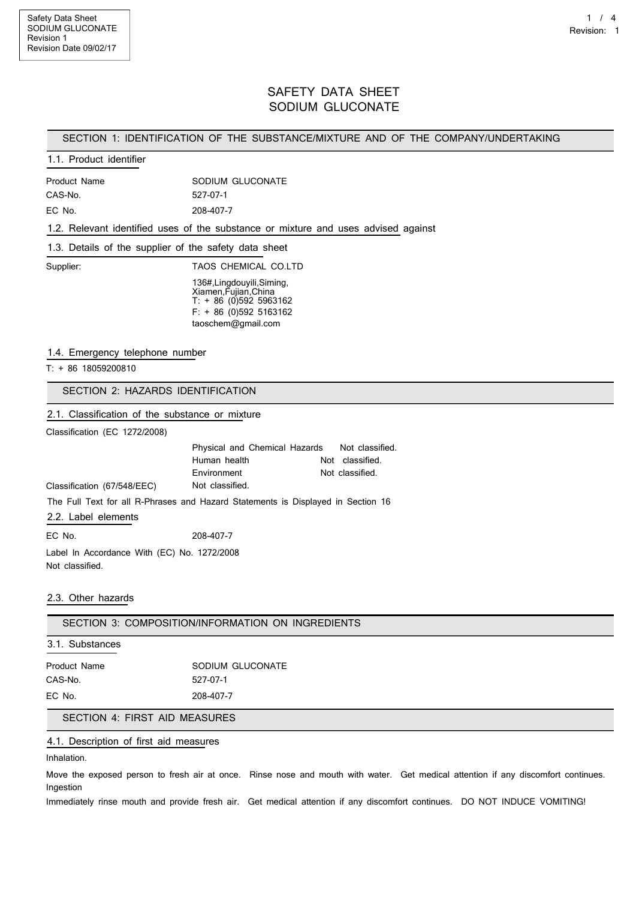# SAFETY DATA SHEET
# SODIUM GLUCONATE

## SECTION 1: IDENTIFICATION OF THE SUBSTANCE/MIXTURE AND OF THE COMPANY/UNDERTAKING

### 1.1. Product identifier

| | |
|---|---|
| Product Name | SODIUM GLUCONATE |
| CAS-No. | 527-07-1 |
| EC No. | 208-407-7 |

### 1.2. Relevant identified uses of the substance or mixture and uses advised against

### 1.3. Details of the supplier of the safety data sheet

Supplier: TAOS CHEMICAL CO.LTD

136#,Lingdouyili,Siming,
Xiamen,Fujian,China
T: + 86 (0)592 5963162
F: + 86 (0)592 5163162
taoschem@gmail.com

### 1.4. Emergency telephone number

T: + 86 18059200810

## SECTION 2: HAZARDS IDENTIFICATION

### 2.1. Classification of the substance or mixture

Classification (EC 1272/2008)

| | |
|---|---|
| Physical and Chemical Hazards | Not classified. |
| Human health | Not classified. |
| Environment | Not classified. |

Classification (67/548/EEC) Not classified.

The Full Text for all R-Phrases and Hazard Statements is Displayed in Section 16

### 2.2. Label elements

EC No. 208-407-7

Label In Accordance With (EC) No. 1272/2008
Not classified.

### 2.3. Other hazards

## SECTION 3: COMPOSITION/INFORMATION ON INGREDIENTS

### 3.1. Substances

| | |
|---|---|
| Product Name | SODIUM GLUCONATE |
| CAS-No. | 527-07-1 |
| EC No. | 208-407-7 |

## SECTION 4: FIRST AID MEASURES

### 4.1. Description of first aid measures

Inhalation.

Move the exposed person to fresh air at once. Rinse nose and mouth with water. Get medical attention if any discomfort continues.

Ingestion

Immediately rinse mouth and provide fresh air. Get medical attention if any discomfort continues. DO NOT INDUCE VOMITING!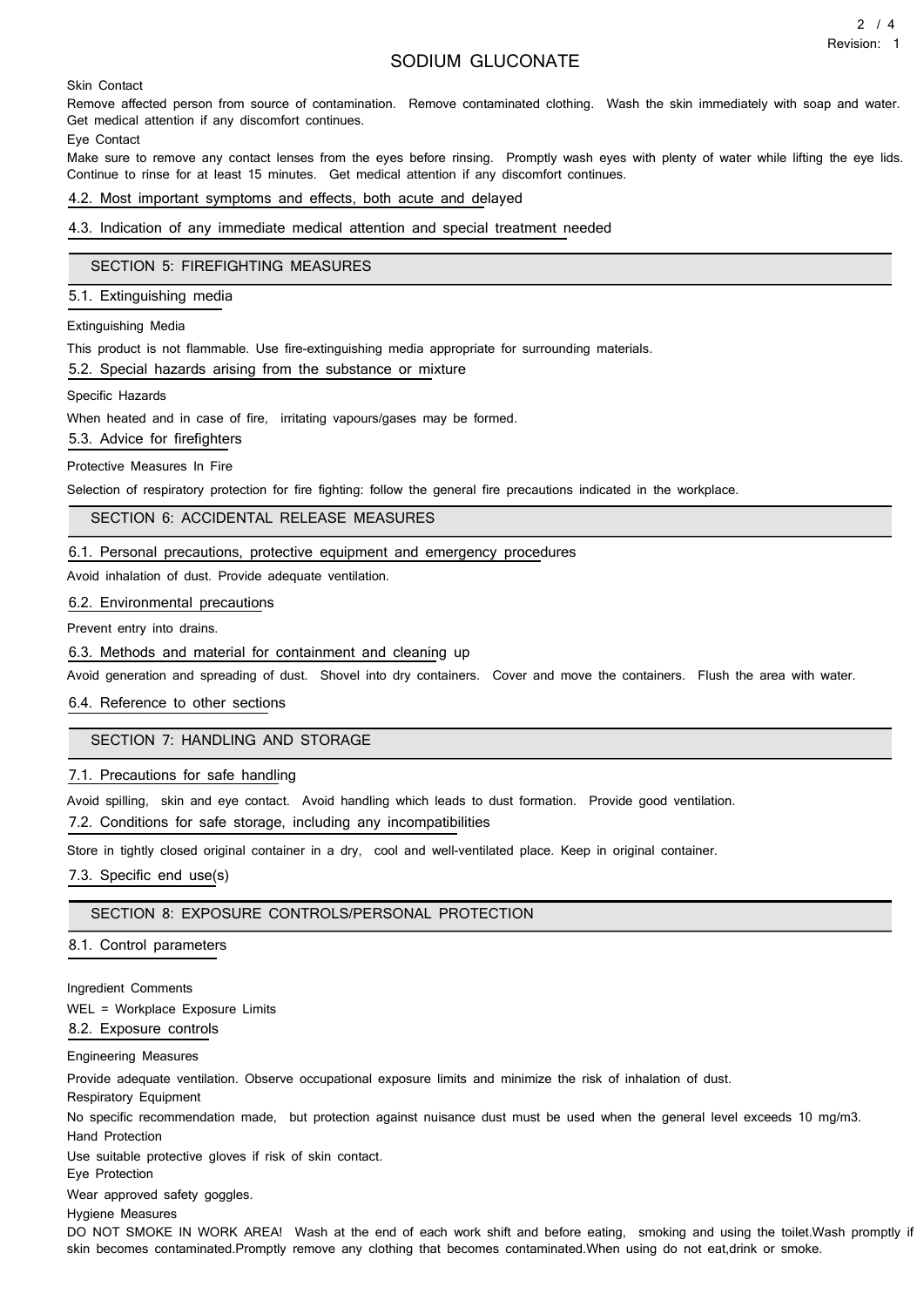Skin Contact

Remove affected person from source of contamination. Remove contaminated clothing. Wash the skin immediately with soap and water. Get medical attention if any discomfort continues.

Eye Contact

Make sure to remove any contact lenses from the eyes before rinsing. Promptly wash eyes with plenty of water while lifting the eye lids. Continue to rinse for at least 15 minutes. Get medical attention if any discomfort continues.

### 4.2. Most important symptoms and effects, both acute and delayed

### 4.3. Indication of any immediate medical attention and special treatment needed

## SECTION 5: FIREFIGHTING MEASURES

### 5.1. Extinguishing media

Extinguishing Media

This product is not flammable. Use fire-extinguishing media appropriate for surrounding materials.

### 5.2. Special hazards arising from the substance or mixture

Specific Hazards

When heated and in case of fire, irritating vapours/gases may be formed.

### 5.3. Advice for firefighters

Protective Measures In Fire

Selection of respiratory protection for fire fighting: follow the general fire precautions indicated in the workplace.

## SECTION 6: ACCIDENTAL RELEASE MEASURES

### 6.1. Personal precautions, protective equipment and emergency procedures

Avoid inhalation of dust. Provide adequate ventilation.

### 6.2. Environmental precautions

Prevent entry into drains.

### 6.3. Methods and material for containment and cleaning up

Avoid generation and spreading of dust. Shovel into dry containers. Cover and move the containers. Flush the area with water.

### 6.4. Reference to other sections

## SECTION 7: HANDLING AND STORAGE

### 7.1. Precautions for safe handling

Avoid spilling, skin and eye contact. Avoid handling which leads to dust formation. Provide good ventilation.

### 7.2. Conditions for safe storage, including any incompatibilities

Store in tightly closed original container in a dry, cool and well-ventilated place. Keep in original container.

### 7.3. Specific end use(s)

## SECTION 8: EXPOSURE CONTROLS/PERSONAL PROTECTION

### 8.1. Control parameters

Ingredient Comments

WEL = Workplace Exposure Limits

### 8.2. Exposure controls

Engineering Measures

Provide adequate ventilation. Observe occupational exposure limits and minimize the risk of inhalation of dust.

Respiratory Equipment

No specific recommendation made, but protection against nuisance dust must be used when the general level exceeds 10 mg/m3.

Hand Protection

Use suitable protective gloves if risk of skin contact.

Eye Protection

Wear approved safety goggles.

Hygiene Measures

DO NOT SMOKE IN WORK AREA! Wash at the end of each work shift and before eating, smoking and using the toilet.Wash promptly if skin becomes contaminated.Promptly remove any clothing that becomes contaminated.When using do not eat,drink or smoke.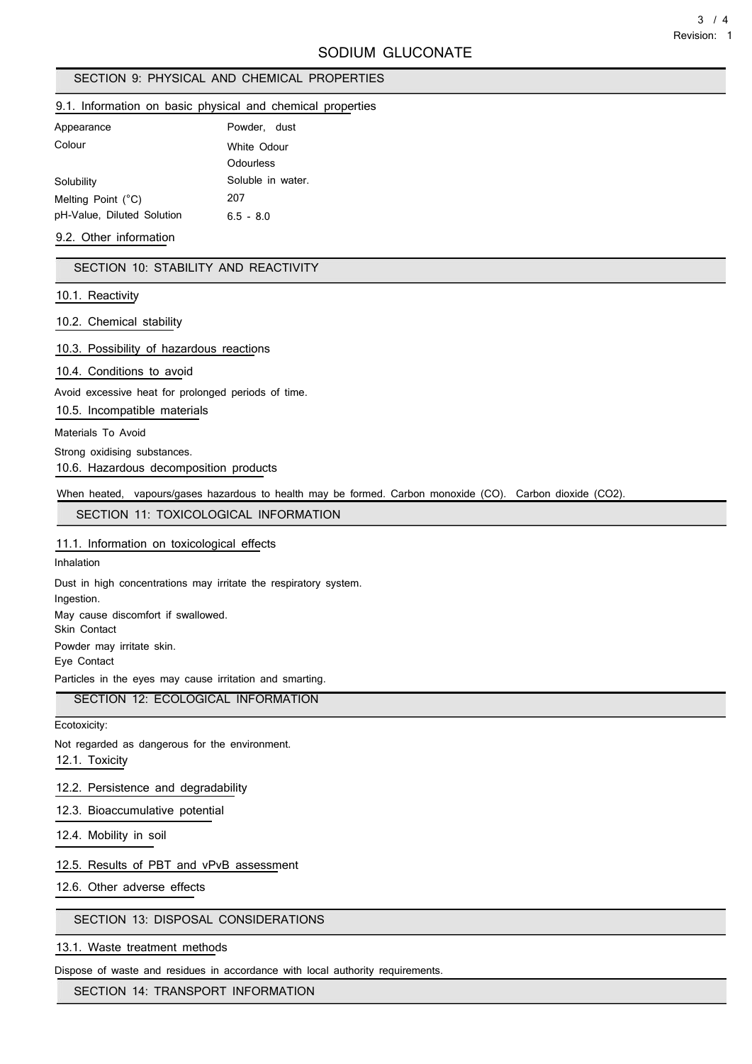# SODIUM GLUCONATE

## SECTION 9: PHYSICAL AND CHEMICAL PROPERTIES

### 9.1. Information on basic physical and chemical properties

| | |
|---|---|
| Appearance | Powder, dust |
| Colour | White Odour |
| | Odourless |
| Solubility | Soluble in water. |
| Melting Point (°C) | 207 |
| pH-Value, Diluted Solution | 6.5 - 8.0 |

### 9.2. Other information

## SECTION 10: STABILITY AND REACTIVITY

### 10.1. Reactivity

### 10.2. Chemical stability

### 10.3. Possibility of hazardous reactions

### 10.4. Conditions to avoid

Avoid excessive heat for prolonged periods of time.

### 10.5. Incompatible materials

Materials To Avoid

Strong oxidising substances.

### 10.6. Hazardous decomposition products

When heated, vapours/gases hazardous to health may be formed. Carbon monoxide (CO). Carbon dioxide ($CO_2$).

## SECTION 11: TOXICOLOGICAL INFORMATION

### 11.1. Information on toxicological effects

Inhalation

Dust in high concentrations may irritate the respiratory system.

Ingestion.

May cause discomfort if swallowed.

Skin Contact

Powder may irritate skin.

Eye Contact

Particles in the eyes may cause irritation and smarting.

## SECTION 12: ECOLOGICAL INFORMATION

Ecotoxicity:

Not regarded as dangerous for the environment.

### 12.1. Toxicity

### 12.2. Persistence and degradability

### 12.3. Bioaccumulative potential

### 12.4. Mobility in soil

### 12.5. Results of PBT and vPvB assessment

### 12.6. Other adverse effects

## SECTION 13: DISPOSAL CONSIDERATIONS

### 13.1. Waste treatment methods

Dispose of waste and residues in accordance with local authority requirements.

## SECTION 14: TRANSPORT INFORMATION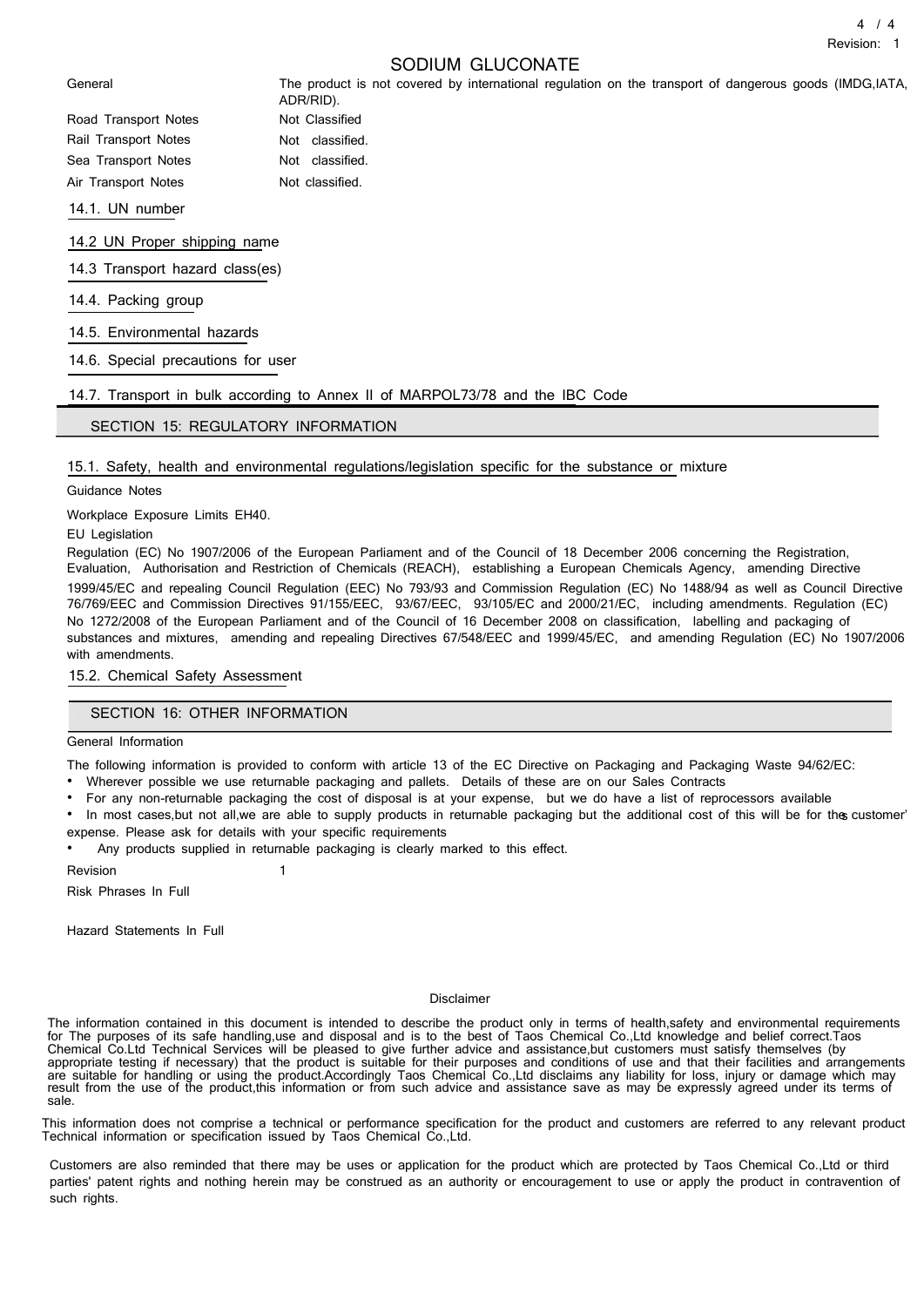| | |
|---|---|
| General | The product is not covered by international regulation on the transport of dangerous goods (IMDG,IATA, ADR/RID). |
| Road Transport Notes | Not Classified |
| Rail Transport Notes | Not classified. |
| Sea Transport Notes | Not classified. |
| Air Transport Notes | Not classified. |

### 14.1. UN number

### 14.2 UN Proper shipping name

### 14.3 Transport hazard class(es)

### 14.4. Packing group

### 14.5. Environmental hazards

### 14.6. Special precautions for user

### 14.7. Transport in bulk according to Annex II of MARPOL73/78 and the IBC Code

## SECTION 15: REGULATORY INFORMATION

### 15.1. Safety, health and environmental regulations/legislation specific for the substance or mixture

Guidance Notes

Workplace Exposure Limits EH40.

EU Legislation

Regulation (EC) No 1907/2006 of the European Parliament and of the Council of 18 December 2006 concerning the Registration, Evaluation, Authorisation and Restriction of Chemicals (REACH), establishing a European Chemicals Agency, amending Directive 1999/45/EC and repealing Council Regulation (EEC) No 793/93 and Commission Regulation (EC) No 1488/94 as well as Council Directive 76/769/EEC and Commission Directives 91/155/EEC, 93/67/EEC, 93/105/EC and 2000/21/EC, including amendments. Regulation (EC) No 1272/2008 of the European Parliament and of the Council of 16 December 2008 on classification, labelling and packaging of substances and mixtures, amending and repealing Directives 67/548/EEC and 1999/45/EC, and amending Regulation (EC) No 1907/2006 with amendments.

### 15.2. Chemical Safety Assessment

## SECTION 16: OTHER INFORMATION

General Information

The following information is provided to conform with article 13 of the EC Directive on Packaging and Packaging Waste 94/62/EC:

- Wherever possible we use returnable packaging and pallets. Details of these are on our Sales Contracts
- For any non-returnable packaging the cost of disposal is at your expense, but we do have a list of reprocessors available
- In most cases,but not all,we are able to supply products in returnable packaging but the additional cost of this will be for the customer's expense. Please ask for details with your specific requirements
- Any products supplied in returnable packaging is clearly marked to this effect.

Revision 1

Risk Phrases In Full

Hazard Statements In Full

Disclaimer

The information contained in this document is intended to describe the product only in terms of health,safety and environmental requirements for The purposes of its safe handling,use and disposal and is to the best of Taos Chemical Co.,Ltd knowledge and belief correct.Taos Chemical Co.Ltd Technical Services will be pleased to give further advice and assistance,but customers must satisfy themselves (by appropriate testing if necessary) that the product is suitable for their purposes and conditions of use and that their facilities and arrangements are suitable for handling or using the product.Accordingly Taos Chemical Co.,Ltd disclaims any liability for loss, injury or damage which may result from the use of the product,this information or from such advice and assistance save as may be expressly agreed under its terms of sale.

This information does not comprise a technical or performance specification for the product and customers are referred to any relevant product Technical information or specification issued by Taos Chemical Co.,Ltd.

Customers are also reminded that there may be uses or application for the product which are protected by Taos Chemical Co.,Ltd or third parties' patent rights and nothing herein may be construed as an authority or encouragement to use or apply the product in contravention of such rights.